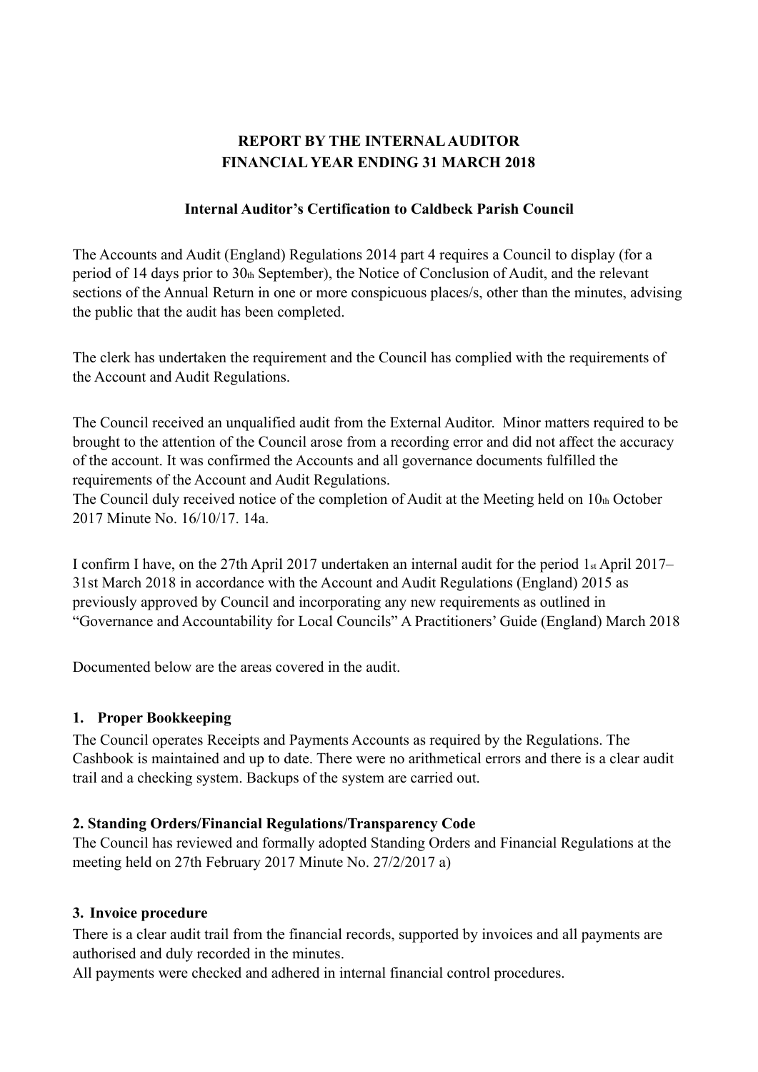**REPORT BY THE INTERNAL AUDITOR**
**FINANCIAL YEAR ENDING 31 MARCH 2018**

**Internal Auditor's Certification to Caldbeck Parish Council**

The Accounts and Audit (England) Regulations 2014 part 4 requires a Council to display (for a period of 14 days prior to 30th September), the Notice of Conclusion of Audit, and the relevant sections of the Annual Return in one or more conspicuous places/s, other than the minutes, advising the public that the audit has been completed.

The clerk has undertaken the requirement and the Council has complied with the requirements of the Account and Audit Regulations.

The Council received an unqualified audit from the External Auditor. Minor matters required to be brought to the attention of the Council arose from a recording error and did not affect the accuracy of the account. It was confirmed the Accounts and all governance documents fulfilled the requirements of the Account and Audit Regulations.
The Council duly received notice of the completion of Audit at the Meeting held on 10th October 2017 Minute No. 16/10/17. 14a.

I confirm I have, on the 27th April 2017 undertaken an internal audit for the period 1st April 2017–31st March 2018 in accordance with the Account and Audit Regulations (England) 2015 as previously approved by Council and incorporating any new requirements as outlined in "Governance and Accountability for Local Councils" A Practitioners' Guide (England) March 2018

Documented below are the areas covered in the audit.

### 1. Proper Bookkeeping

The Council operates Receipts and Payments Accounts as required by the Regulations. The Cashbook is maintained and up to date. There were no arithmetical errors and there is a clear audit trail and a checking system. Backups of the system are carried out.

### 2. Standing Orders/Financial Regulations/Transparency Code

The Council has reviewed and formally adopted Standing Orders and Financial Regulations at the meeting held on 27th February 2017 Minute No. 27/2/2017 a)

### 3. Invoice procedure

There is a clear audit trail from the financial records, supported by invoices and all payments are authorised and duly recorded in the minutes.
All payments were checked and adhered in internal financial control procedures.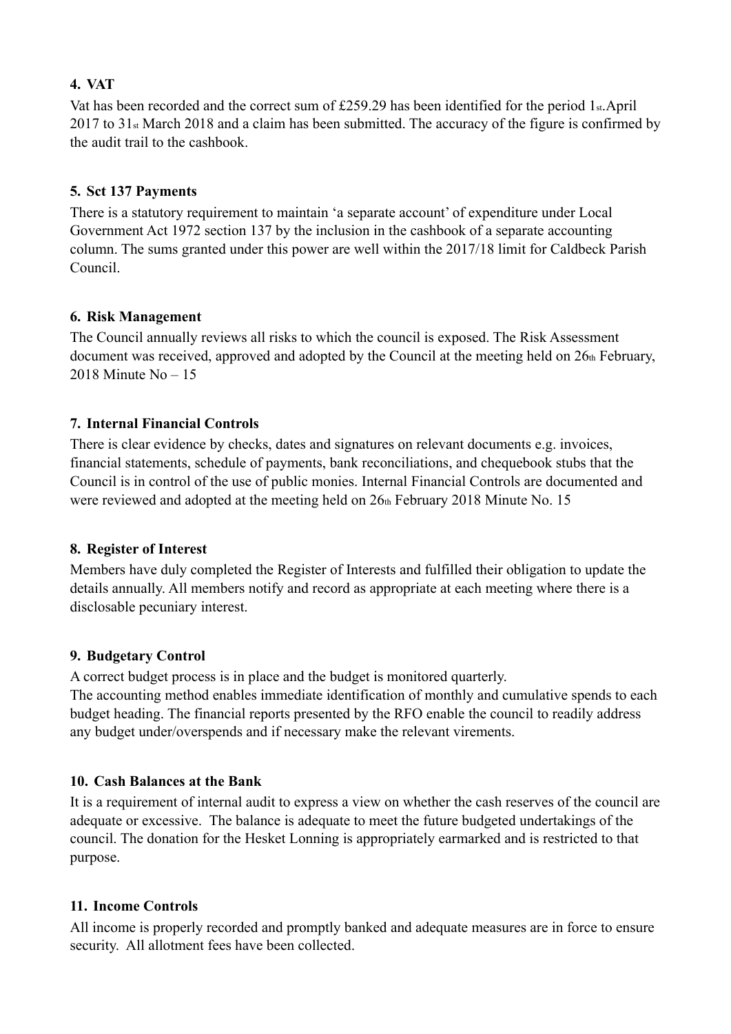## 4. VAT

Vat has been recorded and the correct sum of £259.29 has been identified for the period 1st.April 2017 to 31st March 2018 and a claim has been submitted. The accuracy of the figure is confirmed by the audit trail to the cashbook.

## 5. Sct 137 Payments

There is a statutory requirement to maintain 'a separate account' of expenditure under Local Government Act 1972 section 137 by the inclusion in the cashbook of a separate accounting column. The sums granted under this power are well within the 2017/18 limit for Caldbeck Parish Council.

## 6. Risk Management

The Council annually reviews all risks to which the council is exposed. The Risk Assessment document was received, approved and adopted by the Council at the meeting held on 26th February, 2018 Minute No – 15

## 7. Internal Financial Controls

There is clear evidence by checks, dates and signatures on relevant documents e.g. invoices, financial statements, schedule of payments, bank reconciliations, and chequebook stubs that the Council is in control of the use of public monies. Internal Financial Controls are documented and were reviewed and adopted at the meeting held on 26th February 2018 Minute No. 15

## 8. Register of Interest

Members have duly completed the Register of Interests and fulfilled their obligation to update the details annually. All members notify and record as appropriate at each meeting where there is a disclosable pecuniary interest.

## 9. Budgetary Control

A correct budget process is in place and the budget is monitored quarterly.
The accounting method enables immediate identification of monthly and cumulative spends to each budget heading. The financial reports presented by the RFO enable the council to readily address any budget under/overspends and if necessary make the relevant virements.

## 10. Cash Balances at the Bank

It is a requirement of internal audit to express a view on whether the cash reserves of the council are adequate or excessive. The balance is adequate to meet the future budgeted undertakings of the council. The donation for the Hesket Lonning is appropriately earmarked and is restricted to that purpose.

## 11. Income Controls

All income is properly recorded and promptly banked and adequate measures are in force to ensure security. All allotment fees have been collected.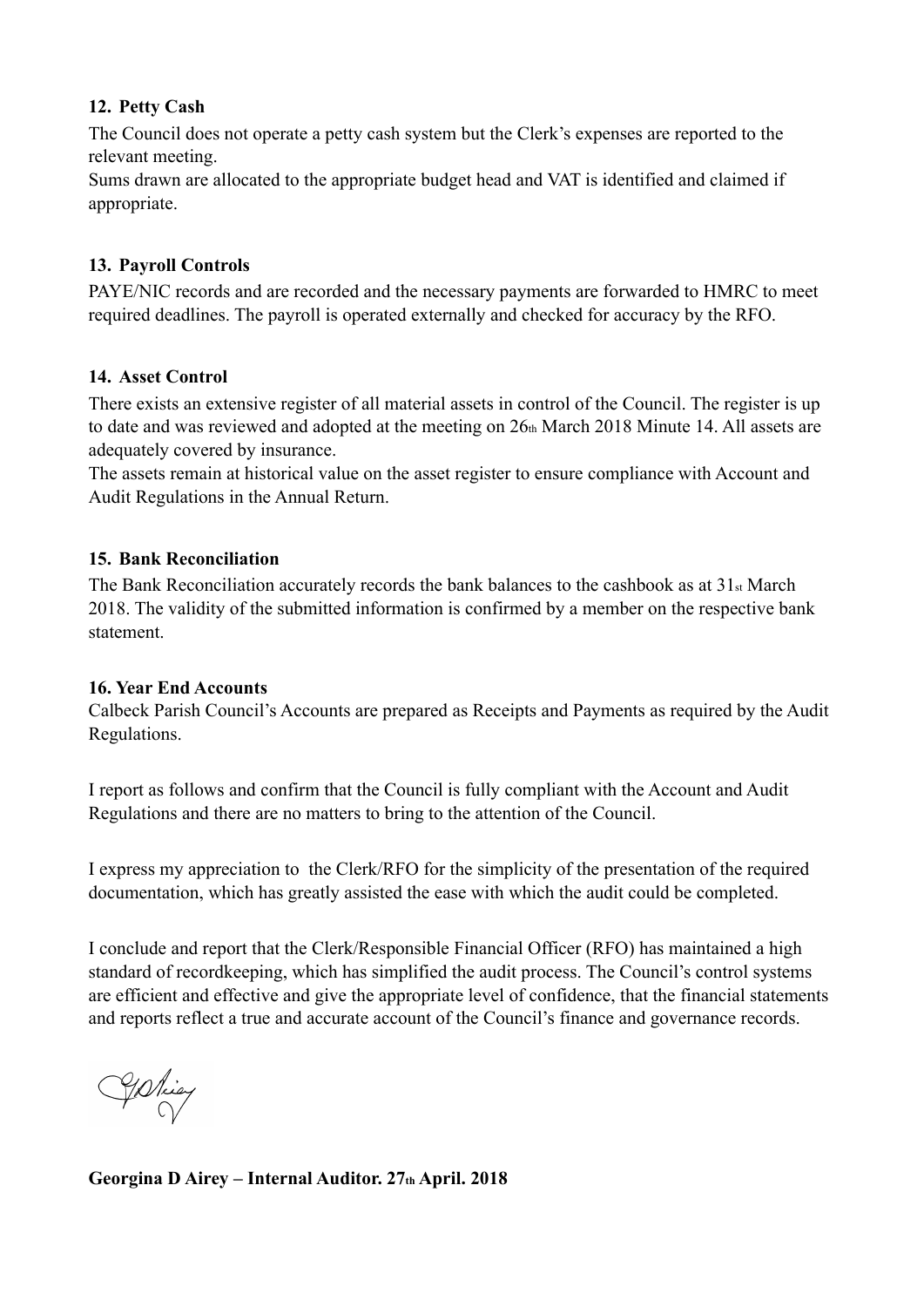### 12. Petty Cash

The Council does not operate a petty cash system but the Clerk's expenses are reported to the relevant meeting.

Sums drawn are allocated to the appropriate budget head and VAT is identified and claimed if appropriate.

### 13. Payroll Controls

PAYE/NIC records and are recorded and the necessary payments are forwarded to HMRC to meet required deadlines. The payroll is operated externally and checked for accuracy by the RFO.

### 14. Asset Control

There exists an extensive register of all material assets in control of the Council. The register is up to date and was reviewed and adopted at the meeting on 26th March 2018 Minute 14. All assets are adequately covered by insurance.

The assets remain at historical value on the asset register to ensure compliance with Account and Audit Regulations in the Annual Return.

### 15. Bank Reconciliation

The Bank Reconciliation accurately records the bank balances to the cashbook as at 31st March 2018. The validity of the submitted information is confirmed by a member on the respective bank statement.

### 16. Year End Accounts

Calbeck Parish Council's Accounts are prepared as Receipts and Payments as required by the Audit Regulations.

I report as follows and confirm that the Council is fully compliant with the Account and Audit Regulations and there are no matters to bring to the attention of the Council.

I express my appreciation to the Clerk/RFO for the simplicity of the presentation of the required documentation, which has greatly assisted the ease with which the audit could be completed.

I conclude and report that the Clerk/Responsible Financial Officer (RFO) has maintained a high standard of recordkeeping, which has simplified the audit process. The Council's control systems are efficient and effective and give the appropriate level of confidence, that the financial statements and reports reflect a true and accurate account of the Council's finance and governance records.

**Georgina D Airey – Internal Auditor. 27th April. 2018**